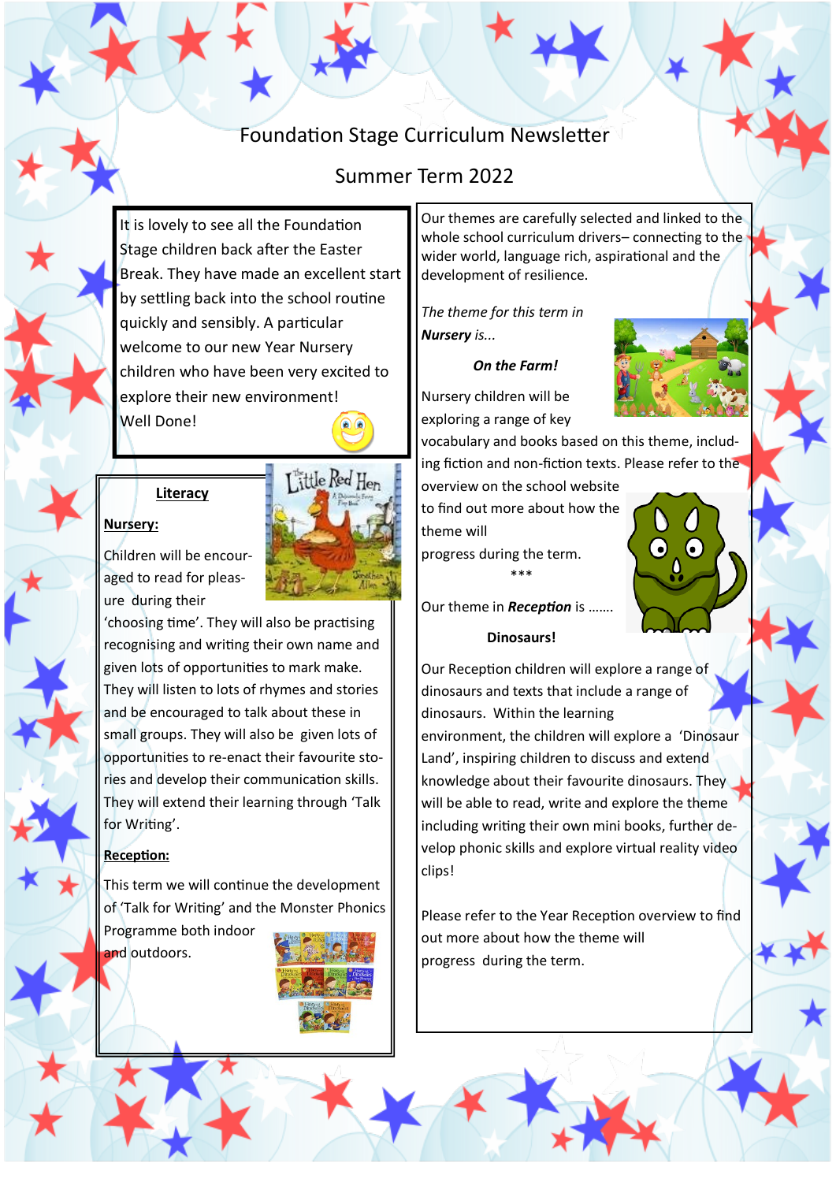# Foundation Stage Curriculum Newsletter

## Summer Term 2022

It is lovely to see all the Foundation Stage children back after the Easter Break. They have made an excellent start by settling back into the school routine quickly and sensibly. A particular welcome to our new Year Nursery children who have been very excited to explore their new environment!
Well Done!

### Literacy

**Nursery:**

Children will be encouraged to read for pleasure during their 'choosing time'. They will also be practising recognising and writing their own name and given lots of opportunities to mark make. They will listen to lots of rhymes and stories and be encouraged to talk about these in small groups. They will also be given lots of opportunities to re-enact their favourite stories and develop their communication skills. They will extend their learning through 'Talk for Writing'.

**Reception:**

This term we will continue the development of 'Talk for Writing' and the Monster Phonics Programme both indoor and outdoors.

Our themes are carefully selected and linked to the whole school curriculum drivers– connecting to the wider world, language rich, aspirational and the development of resilience.

*The theme for this term in **Nursery** is...*

***On the Farm!***

Nursery children will be exploring a range of key vocabulary and books based on this theme, including fiction and non-fiction texts. Please refer to the overview on the school website to find out more about how the theme will progress during the term.

\*\*\*

Our theme in ***Reception*** is .......

**Dinosaurs!**

Our Reception children will explore a range of dinosaurs and texts that include a range of dinosaurs. Within the learning environment, the children will explore a 'Dinosaur Land', inspiring children to discuss and extend knowledge about their favourite dinosaurs. They will be able to read, write and explore the theme including writing their own mini books, further develop phonic skills and explore virtual reality video clips!

Please refer to the Year Reception overview to find out more about how the theme will progress during the term.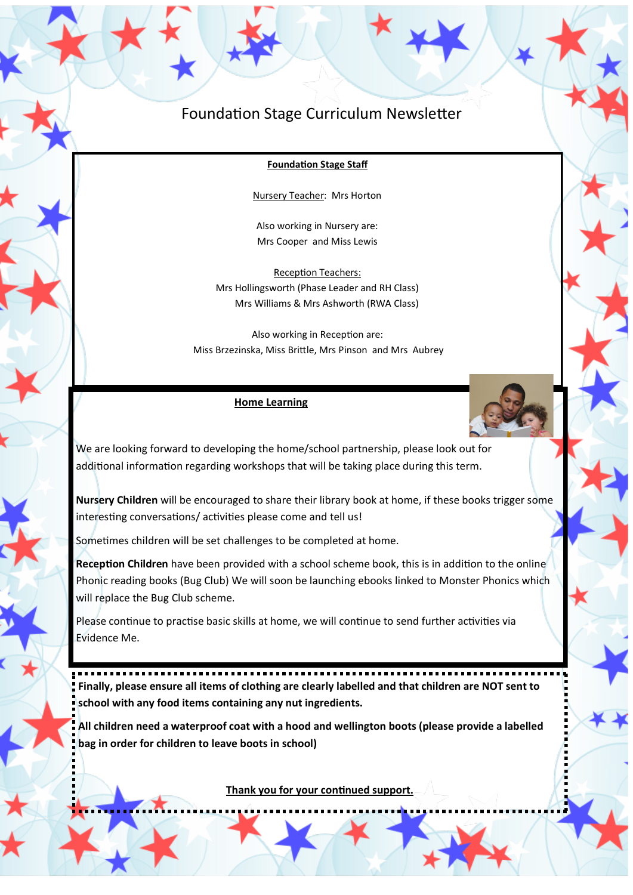# Foundation Stage Curriculum Newsletter

## Foundation Stage Staff

Nursery Teacher: Mrs Horton

Also working in Nursery are:
Mrs Cooper and Miss Lewis

Reception Teachers:
Mrs Hollingsworth (Phase Leader and RH Class)
Mrs Williams & Mrs Ashworth (RWA Class)

Also working in Reception are:
Miss Brzezinska, Miss Brittle, Mrs Pinson and Mrs Aubrey

## Home Learning

We are looking forward to developing the home/school partnership, please look out for additional information regarding workshops that will be taking place during this term.

**Nursery Children** will be encouraged to share their library book at home, if these books trigger some interesting conversations/ activities please come and tell us!

Sometimes children will be set challenges to be completed at home.

**Reception Children** have been provided with a school scheme book, this is in addition to the online Phonic reading books (Bug Club) We will soon be launching ebooks linked to Monster Phonics which will replace the Bug Club scheme.

Please continue to practise basic skills at home, we will continue to send further activities via Evidence Me.

**Finally, please ensure all items of clothing are clearly labelled and that children are NOT sent to school with any food items containing any nut ingredients.**

**All children need a waterproof coat with a hood and wellington boots (please provide a labelled bag in order for children to leave boots in school)**

**Thank you for your continued support.**